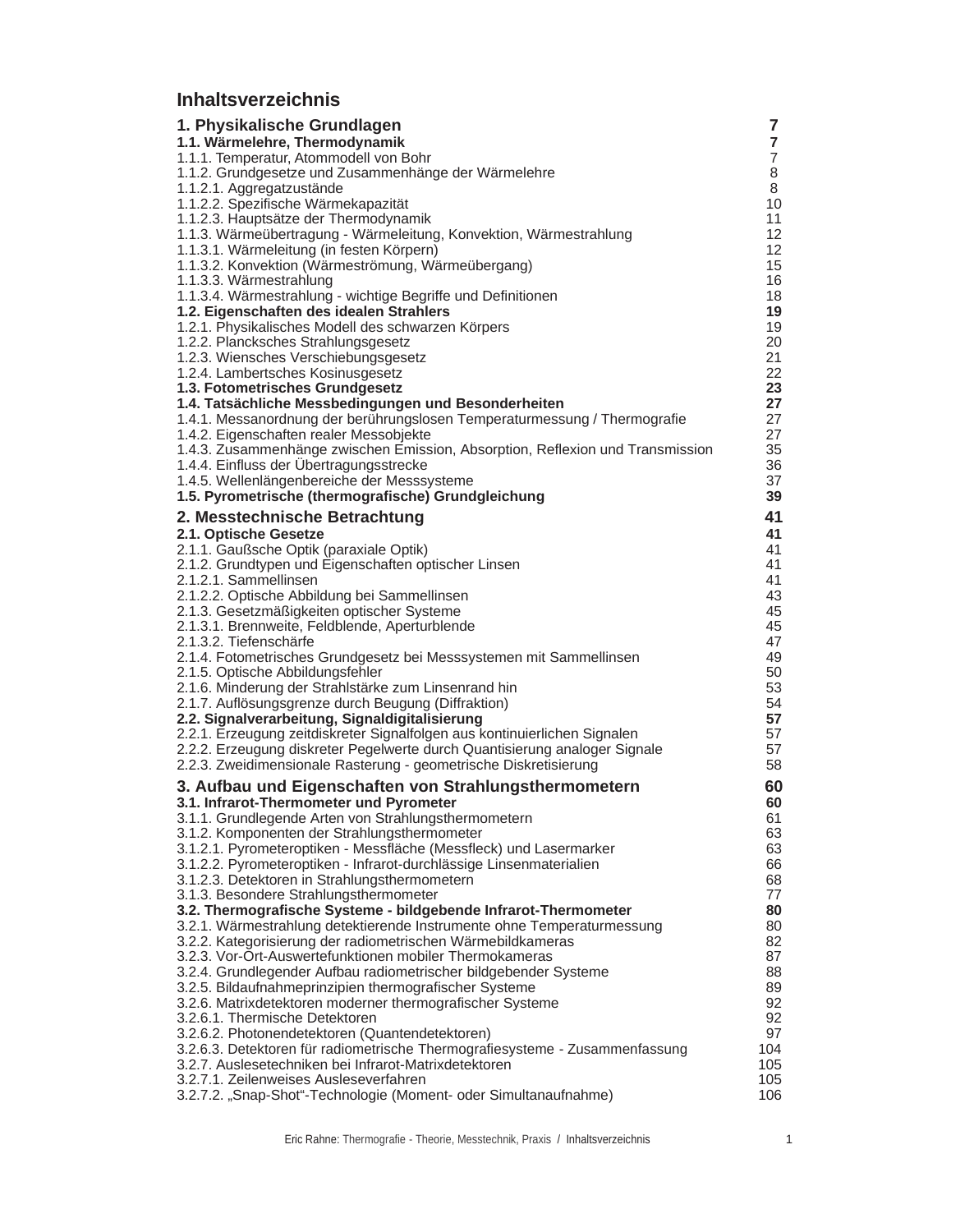# Inhaltsverzeichnis

| | |
|---|---|
| **1. Physikalische Grundlagen** | **7** |
| **1.1. Wärmelehre, Thermodynamik** | **7** |
| 1.1.1. Temperatur, Atommodell von Bohr | 7 |
| 1.1.2. Grundgesetze und Zusammenhänge der Wärmelehre | 8 |
| 1.1.2.1. Aggregatzustände | 8 |
| 1.1.2.2. Spezifische Wärmekapazität | 10 |
| 1.1.2.3. Hauptsätze der Thermodynamik | 11 |
| 1.1.3. Wärmeübertragung - Wärmeleitung, Konvektion, Wärmestrahlung | 12 |
| 1.1.3.1. Wärmeleitung (in festen Körpern) | 12 |
| 1.1.3.2. Konvektion (Wärmeströmung, Wärmeübergang) | 15 |
| 1.1.3.3. Wärmestrahlung | 16 |
| 1.1.3.4. Wärmestrahlung - wichtige Begriffe und Definitionen | 18 |
| **1.2. Eigenschaften des idealen Strahlers** | **19** |
| 1.2.1. Physikalisches Modell des schwarzen Körpers | 19 |
| 1.2.2. Plancksches Strahlungsgesetz | 20 |
| 1.2.3. Wiensches Verschiebungsgesetz | 21 |
| 1.2.4. Lambertsches Kosinusgesetz | 22 |
| **1.3. Fotometrisches Grundgesetz** | **23** |
| **1.4. Tatsächliche Messbedingungen und Besonderheiten** | **27** |
| 1.4.1. Messanordnung der berührungslosen Temperaturmessung / Thermografie | 27 |
| 1.4.2. Eigenschaften realer Messobjekte | 27 |
| 1.4.3. Zusammenhänge zwischen Emission, Absorption, Reflexion und Transmission | 35 |
| 1.4.4. Einfluss der Übertragungsstrecke | 36 |
| 1.4.5. Wellenlängenbereiche der Messsysteme | 37 |
| **1.5. Pyrometrische (thermografische) Grundgleichung** | **39** |
| **2. Messtechnische Betrachtung** | **41** |
| **2.1. Optische Gesetze** | **41** |
| 2.1.1. Gaußsche Optik (paraxiale Optik) | 41 |
| 2.1.2. Grundtypen und Eigenschaften optischer Linsen | 41 |
| 2.1.2.1. Sammellinsen | 41 |
| 2.1.2.2. Optische Abbildung bei Sammellinsen | 43 |
| 2.1.3. Gesetzmäßigkeiten optischer Systeme | 45 |
| 2.1.3.1. Brennweite, Feldblende, Aperturblende | 45 |
| 2.1.3.2. Tiefenschärfe | 47 |
| 2.1.4. Fotometrisches Grundgesetz bei Messsystemen mit Sammellinsen | 49 |
| 2.1.5. Optische Abbildungsfehler | 50 |
| 2.1.6. Minderung der Strahlstärke zum Linsenrand hin | 53 |
| 2.1.7. Auflösungsgrenze durch Beugung (Diffraktion) | 54 |
| **2.2. Signalverarbeitung, Signaldigitalisierung** | **57** |
| 2.2.1. Erzeugung zeitdiskreter Signalfolgen aus kontinuierlichen Signalen | 57 |
| 2.2.2. Erzeugung diskreter Pegelwerte durch Quantisierung analoger Signale | 57 |
| 2.2.3. Zweidimensionale Rasterung - geometrische Diskretisierung | 58 |
| **3. Aufbau und Eigenschaften von Strahlungsthermometern** | **60** |
| **3.1. Infrarot-Thermometer und Pyrometer** | **60** |
| 3.1.1. Grundlegende Arten von Strahlungsthermometern | 61 |
| 3.1.2. Komponenten der Strahlungsthermometer | 63 |
| 3.1.2.1. Pyrometeroptiken - Messfläche (Messfleck) und Lasermarker | 63 |
| 3.1.2.2. Pyrometeroptiken - Infrarot-durchlässige Linsenmaterialien | 66 |
| 3.1.2.3. Detektoren in Strahlungsthermometern | 68 |
| 3.1.3. Besondere Strahlungsthermometer | 77 |
| **3.2. Thermografische Systeme - bildgebende Infrarot-Thermometer** | **80** |
| 3.2.1. Wärmestrahlung detektierende Instrumente ohne Temperaturmessung | 80 |
| 3.2.2. Kategorisierung der radiometrischen Wärmebildkameras | 82 |
| 3.2.3. Vor-Ort-Auswertefunktionen mobiler Thermokameras | 87 |
| 3.2.4. Grundlegender Aufbau radiometrischer bildgebender Systeme | 88 |
| 3.2.5. Bildaufnahmeprinzipien thermografischer Systeme | 89 |
| 3.2.6. Matrixdetektoren moderner thermografischer Systeme | 92 |
| 3.2.6.1. Thermische Detektoren | 92 |
| 3.2.6.2. Photonendetektoren (Quantendetektoren) | 97 |
| 3.2.6.3. Detektoren für radiometrische Thermografiesysteme - Zusammenfassung | 104 |
| 3.2.7. Auslesetechniken bei Infrarot-Matrixdetektoren | 105 |
| 3.2.7.1. Zeilenweises Ausleseverfahren | 105 |
| 3.2.7.2. „Snap-Shot"-Technologie (Moment- oder Simultanaufnahme) | 106 |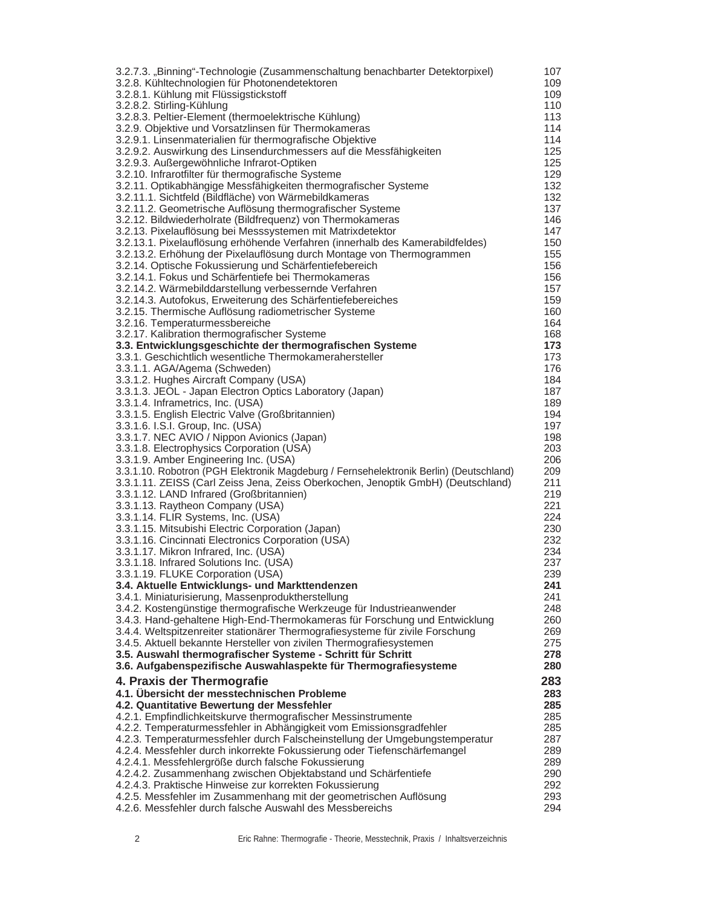| | |
|---|---|
| 3.2.7.3. „Binning"-Technologie (Zusammenschaltung benachbarter Detektorpixel) | 107 |
| 3.2.8. Kühltechnologien für Photonendetektoren | 109 |
| 3.2.8.1. Kühlung mit Flüssigstickstoff | 109 |
| 3.2.8.2. Stirling-Kühlung | 110 |
| 3.2.8.3. Peltier-Element (thermoelektrische Kühlung) | 113 |
| 3.2.9. Objektive und Vorsatzlinsen für Thermokameras | 114 |
| 3.2.9.1. Linsenmaterialien für thermografische Objektive | 114 |
| 3.2.9.2. Auswirkung des Linsendurchmessers auf die Messfähigkeiten | 125 |
| 3.2.9.3. Außergewöhnliche Infrarot-Optiken | 125 |
| 3.2.10. Infrarotfilter für thermografische Systeme | 129 |
| 3.2.11. Optikabhängige Messfähigkeiten thermografischer Systeme | 132 |
| 3.2.11.1. Sichtfeld (Bildfläche) von Wärmebildkameras | 132 |
| 3.2.11.2. Geometrische Auflösung thermografischer Systeme | 137 |
| 3.2.12. Bildwiederholrate (Bildfrequenz) von Thermokameras | 146 |
| 3.2.13. Pixelauflösung bei Messsystemen mit Matrixdetektor | 147 |
| 3.2.13.1. Pixelauflösung erhöhende Verfahren (innerhalb des Kamerabildfeldes) | 150 |
| 3.2.13.2. Erhöhung der Pixelauflösung durch Montage von Thermogrammen | 155 |
| 3.2.14. Optische Fokussierung und Schärfentiefebereich | 156 |
| 3.2.14.1. Fokus und Schärfentiefe bei Thermokameras | 156 |
| 3.2.14.2. Wärmebilddarstellung verbessernde Verfahren | 157 |
| 3.2.14.3. Autofokus, Erweiterung des Schärfentiefebereiches | 159 |
| 3.2.15. Thermische Auflösung radiometrischer Systeme | 160 |
| 3.2.16. Temperaturmessbereiche | 164 |
| 3.2.17. Kalibration thermografischer Systeme | 168 |
| **3.3. Entwicklungsgeschichte der thermografischen Systeme** | **173** |
| 3.3.1. Geschichtlich wesentliche Thermokamerahersteller | 173 |
| 3.3.1.1. AGA/Agema (Schweden) | 176 |
| 3.3.1.2. Hughes Aircraft Company (USA) | 184 |
| 3.3.1.3. JEOL - Japan Electron Optics Laboratory (Japan) | 187 |
| 3.3.1.4. Inframetrics, Inc. (USA) | 189 |
| 3.3.1.5. English Electric Valve (Großbritannien) | 194 |
| 3.3.1.6. I.S.I. Group, Inc. (USA) | 197 |
| 3.3.1.7. NEC AVIO / Nippon Avionics (Japan) | 198 |
| 3.3.1.8. Electrophysics Corporation (USA) | 203 |
| 3.3.1.9. Amber Engineering Inc. (USA) | 206 |
| 3.3.1.10. Robotron (PGH Elektronik Magdeburg / Fernsehelektronik Berlin) (Deutschland) | 209 |
| 3.3.1.11. ZEISS (Carl Zeiss Jena, Zeiss Oberkochen, Jenoptik GmbH) (Deutschland) | 211 |
| 3.3.1.12. LAND Infrared (Großbritannien) | 219 |
| 3.3.1.13. Raytheon Company (USA) | 221 |
| 3.3.1.14. FLIR Systems, Inc. (USA) | 224 |
| 3.3.1.15. Mitsubishi Electric Corporation (Japan) | 230 |
| 3.3.1.16. Cincinnati Electronics Corporation (USA) | 232 |
| 3.3.1.17. Mikron Infrared, Inc. (USA) | 234 |
| 3.3.1.18. Infrared Solutions Inc. (USA) | 237 |
| 3.3.1.19. FLUKE Corporation (USA) | 239 |
| **3.4. Aktuelle Entwicklungs- und Markttendenzen** | **241** |
| 3.4.1. Miniaturisierung, Massenproduktherstellung | 241 |
| 3.4.2. Kostengünstige thermografische Werkzeuge für Industrieanwender | 248 |
| 3.4.3. Hand-gehaltene High-End-Thermokameras für Forschung und Entwicklung | 260 |
| 3.4.4. Weltspitzenreiter stationärer Thermografiesysteme für zivile Forschung | 269 |
| 3.4.5. Aktuell bekannte Hersteller von zivilen Thermografiesystemen | 275 |
| **3.5. Auswahl thermografischer Systeme - Schritt für Schritt** | **278** |
| **3.6. Aufgabenspezifische Auswahlaspekte für Thermografiesysteme** | **280** |
| **4. Praxis der Thermografie** | **283** |
| **4.1. Übersicht der messtechnischen Probleme** | **283** |
| **4.2. Quantitative Bewertung der Messfehler** | **285** |
| 4.2.1. Empfindlichkeitskurve thermografischer Messinstrumente | 285 |
| 4.2.2. Temperaturmessfehler in Abhängigkeit vom Emissionsgradfehler | 285 |
| 4.2.3. Temperaturmessfehler durch Falscheinstellung der Umgebungstemperatur | 287 |
| 4.2.4. Messfehler durch inkorrekte Fokussierung oder Tiefenschärfemangel | 289 |
| 4.2.4.1. Messfehlergröße durch falsche Fokussierung | 289 |
| 4.2.4.2. Zusammenhang zwischen Objektabstand und Schärfentiefe | 290 |
| 4.2.4.3. Praktische Hinweise zur korrekten Fokussierung | 292 |
| 4.2.5. Messfehler im Zusammenhang mit der geometrischen Auflösung | 293 |
| 4.2.6. Messfehler durch falsche Auswahl des Messbereichs | 294 |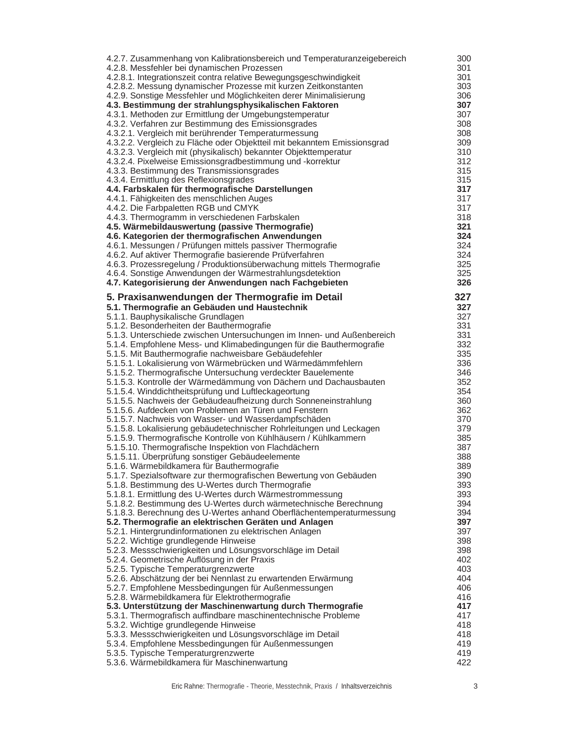| | |
|---|---|
| 4.2.7. Zusammenhang von Kalibrationsbereich und Temperaturanzeigebereich | 300 |
| 4.2.8. Messfehler bei dynamischen Prozessen | 301 |
| 4.2.8.1. Integrationszeit contra relative Bewegungsgeschwindigkeit | 301 |
| 4.2.8.2. Messung dynamischer Prozesse mit kurzen Zeitkonstanten | 303 |
| 4.2.9. Sonstige Messfehler und Möglichkeiten derer Minimalisierung | 306 |
| **4.3. Bestimmung der strahlungsphysikalischen Faktoren** | **307** |
| 4.3.1. Methoden zur Ermittlung der Umgebungstemperatur | 307 |
| 4.3.2. Verfahren zur Bestimmung des Emissionsgrades | 308 |
| 4.3.2.1. Vergleich mit berührender Temperaturmessung | 308 |
| 4.3.2.2. Vergleich zu Fläche oder Objektteil mit bekanntem Emissionsgrad | 309 |
| 4.3.2.3. Vergleich mit (physikalisch) bekannter Objekttemperatur | 310 |
| 4.3.2.4. Pixelweise Emissionsgradbestimmung und -korrektur | 312 |
| 4.3.3. Bestimmung des Transmissionsgrades | 315 |
| 4.3.4. Ermittlung des Reflexionsgrades | 315 |
| **4.4. Farbskalen für thermografische Darstellungen** | **317** |
| 4.4.1. Fähigkeiten des menschlichen Auges | 317 |
| 4.4.2. Die Farbpaletten RGB und CMYK | 317 |
| 4.4.3. Thermogramm in verschiedenen Farbskalen | 318 |
| **4.5. Wärmebildauswertung (passive Thermografie)** | **321** |
| **4.6. Kategorien der thermografischen Anwendungen** | **324** |
| 4.6.1. Messungen / Prüfungen mittels passiver Thermografie | 324 |
| 4.6.2. Auf aktiver Thermografie basierende Prüfverfahren | 324 |
| 4.6.3. Prozessregelung / Produktionsüberwachung mittels Thermografie | 325 |
| 4.6.4. Sonstige Anwendungen der Wärmestrahlungsdetektion | 325 |
| **4.7. Kategorisierung der Anwendungen nach Fachgebieten** | **326** |
| **5. Praxisanwendungen der Thermografie im Detail** | **327** |
| **5.1. Thermografie an Gebäuden und Haustechnik** | **327** |
| 5.1.1. Bauphysikalische Grundlagen | 327 |
| 5.1.2. Besonderheiten der Bauthermografie | 331 |
| 5.1.3. Unterschiede zwischen Untersuchungen im Innen- und Außenbereich | 331 |
| 5.1.4. Empfohlene Mess- und Klimabedingungen für die Bauthermografie | 332 |
| 5.1.5. Mit Bauthermografie nachweisbare Gebäudefehler | 335 |
| 5.1.5.1. Lokalisierung von Wärmebrücken und Wärmedämmfehlern | 336 |
| 5.1.5.2. Thermografische Untersuchung verdeckter Bauelemente | 346 |
| 5.1.5.3. Kontrolle der Wärmedämmung von Dächern und Dachausbauten | 352 |
| 5.1.5.4. Winddichtheitsprüfung und Luftleckageortung | 354 |
| 5.1.5.5. Nachweis der Gebäudeaufheizung durch Sonneneinstrahlung | 360 |
| 5.1.5.6. Aufdecken von Problemen an Türen und Fenstern | 362 |
| 5.1.5.7. Nachweis von Wasser- und Wasserdampfschäden | 370 |
| 5.1.5.8. Lokalisierung gebäudetechnischer Rohrleitungen und Leckagen | 379 |
| 5.1.5.9. Thermografische Kontrolle von Kühlhäusern / Kühlkammern | 385 |
| 5.1.5.10. Thermografische Inspektion von Flachdächern | 387 |
| 5.1.5.11. Überprüfung sonstiger Gebäudeelemente | 388 |
| 5.1.6. Wärmebildkamera für Bauthermografie | 389 |
| 5.1.7. Spezialsoftware zur thermografischen Bewertung von Gebäuden | 390 |
| 5.1.8. Bestimmung des U-Wertes durch Thermografie | 393 |
| 5.1.8.1. Ermittlung des U-Wertes durch Wärmestrommessung | 393 |
| 5.1.8.2. Bestimmung des U-Wertes durch wärmetechnische Berechnung | 394 |
| 5.1.8.3. Berechnung des U-Wertes anhand Oberflächentemperaturmessung | 394 |
| **5.2. Thermografie an elektrischen Geräten und Anlagen** | **397** |
| 5.2.1. Hintergrundinformationen zu elektrischen Anlagen | 397 |
| 5.2.2. Wichtige grundlegende Hinweise | 398 |
| 5.2.3. Messschwierigkeiten und Lösungsvorschläge im Detail | 398 |
| 5.2.4. Geometrische Auflösung in der Praxis | 402 |
| 5.2.5. Typische Temperaturgrenzwerte | 403 |
| 5.2.6. Abschätzung der bei Nennlast zu erwartenden Erwärmung | 404 |
| 5.2.7. Empfohlene Messbedingungen für Außenmessungen | 406 |
| 5.2.8. Wärmebildkamera für Elektrothermografie | 416 |
| **5.3. Unterstützung der Maschinenwartung durch Thermografie** | **417** |
| 5.3.1. Thermografisch auffindbare maschinentechnische Probleme | 417 |
| 5.3.2. Wichtige grundlegende Hinweise | 418 |
| 5.3.3. Messschwierigkeiten und Lösungsvorschläge im Detail | 418 |
| 5.3.4. Empfohlene Messbedingungen für Außenmessungen | 419 |
| 5.3.5. Typische Temperaturgrenzwerte | 419 |
| 5.3.6. Wärmebildkamera für Maschinenwartung | 422 |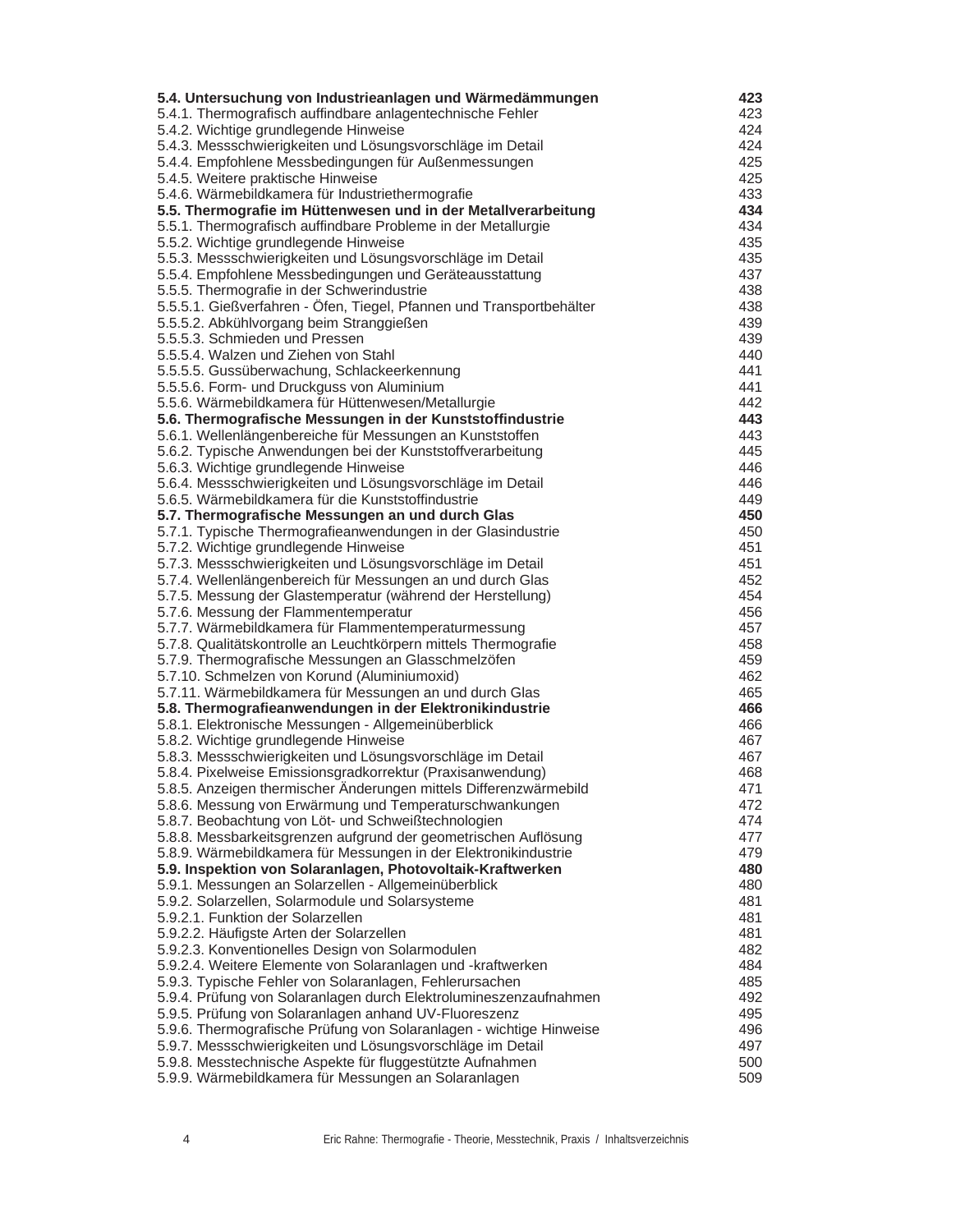| | |
|---|---|
| **5.4. Untersuchung von Industrieanlagen und Wärmedämmungen** | **423** |
| 5.4.1. Thermografisch auffindbare anlagentechnische Fehler | 423 |
| 5.4.2. Wichtige grundlegende Hinweise | 424 |
| 5.4.3. Messschwierigkeiten und Lösungsvorschläge im Detail | 424 |
| 5.4.4. Empfohlene Messbedingungen für Außenmessungen | 425 |
| 5.4.5. Weitere praktische Hinweise | 425 |
| 5.4.6. Wärmebildkamera für Industriethermografie | 433 |
| **5.5. Thermografie im Hüttenwesen und in der Metallverarbeitung** | **434** |
| 5.5.1. Thermografisch auffindbare Probleme in der Metallurgie | 434 |
| 5.5.2. Wichtige grundlegende Hinweise | 435 |
| 5.5.3. Messschwierigkeiten und Lösungsvorschläge im Detail | 435 |
| 5.5.4. Empfohlene Messbedingungen und Geräteausstattung | 437 |
| 5.5.5. Thermografie in der Schwerindustrie | 438 |
| 5.5.5.1. Gießverfahren - Öfen, Tiegel, Pfannen und Transportbehälter | 438 |
| 5.5.5.2. Abkühlvorgang beim Stranggießen | 439 |
| 5.5.5.3. Schmieden und Pressen | 439 |
| 5.5.5.4. Walzen und Ziehen von Stahl | 440 |
| 5.5.5.5. Gussüberwachung, Schlackeerkennung | 441 |
| 5.5.5.6. Form- und Druckguss von Aluminium | 441 |
| 5.5.6. Wärmebildkamera für Hüttenwesen/Metallurgie | 442 |
| **5.6. Thermografische Messungen in der Kunststoffindustrie** | **443** |
| 5.6.1. Wellenlängenbereiche für Messungen an Kunststoffen | 443 |
| 5.6.2. Typische Anwendungen bei der Kunststoffverarbeitung | 445 |
| 5.6.3. Wichtige grundlegende Hinweise | 446 |
| 5.6.4. Messschwierigkeiten und Lösungsvorschläge im Detail | 446 |
| 5.6.5. Wärmebildkamera für die Kunststoffindustrie | 449 |
| **5.7. Thermografische Messungen an und durch Glas** | **450** |
| 5.7.1. Typische Thermografieanwendungen in der Glasindustrie | 450 |
| 5.7.2. Wichtige grundlegende Hinweise | 451 |
| 5.7.3. Messschwierigkeiten und Lösungsvorschläge im Detail | 451 |
| 5.7.4. Wellenlängenbereich für Messungen an und durch Glas | 452 |
| 5.7.5. Messung der Glastemperatur (während der Herstellung) | 454 |
| 5.7.6. Messung der Flammentemperatur | 456 |
| 5.7.7. Wärmebildkamera für Flammentemperaturmessung | 457 |
| 5.7.8. Qualitätskontrolle an Leuchtkörpern mittels Thermografie | 458 |
| 5.7.9. Thermografische Messungen an Glasschmelzöfen | 459 |
| 5.7.10. Schmelzen von Korund (Aluminiumoxid) | 462 |
| 5.7.11. Wärmebildkamera für Messungen an und durch Glas | 465 |
| **5.8. Thermografieanwendungen in der Elektronikindustrie** | **466** |
| 5.8.1. Elektronische Messungen - Allgemeinüberblick | 466 |
| 5.8.2. Wichtige grundlegende Hinweise | 467 |
| 5.8.3. Messschwierigkeiten und Lösungsvorschläge im Detail | 467 |
| 5.8.4. Pixelweise Emissionsgradkorrektur (Praxisanwendung) | 468 |
| 5.8.5. Anzeigen thermischer Änderungen mittels Differenzwärmebild | 471 |
| 5.8.6. Messung von Erwärmung und Temperaturschwankungen | 472 |
| 5.8.7. Beobachtung von Löt- und Schweißtechnologien | 474 |
| 5.8.8. Messbarkeitsgrenzen aufgrund der geometrischen Auflösung | 477 |
| 5.8.9. Wärmebildkamera für Messungen in der Elektronikindustrie | 479 |
| **5.9. Inspektion von Solaranlagen, Photovoltaik-Kraftwerken** | **480** |
| 5.9.1. Messungen an Solarzellen - Allgemeinüberblick | 480 |
| 5.9.2. Solarzellen, Solarmodule und Solarsysteme | 481 |
| 5.9.2.1. Funktion der Solarzellen | 481 |
| 5.9.2.2. Häufigste Arten der Solarzellen | 481 |
| 5.9.2.3. Konventionelles Design von Solarmodulen | 482 |
| 5.9.2.4. Weitere Elemente von Solaranlagen und -kraftwerken | 484 |
| 5.9.3. Typische Fehler von Solaranlagen, Fehlerursachen | 485 |
| 5.9.4. Prüfung von Solaranlagen durch Elektrolumineszenzaufnahmen | 492 |
| 5.9.5. Prüfung von Solaranlagen anhand UV-Fluoreszenz | 495 |
| 5.9.6. Thermografische Prüfung von Solaranlagen - wichtige Hinweise | 496 |
| 5.9.7. Messschwierigkeiten und Lösungsvorschläge im Detail | 497 |
| 5.9.8. Messtechnische Aspekte für fluggestützte Aufnahmen | 500 |
| 5.9.9. Wärmebildkamera für Messungen an Solaranlagen | 509 |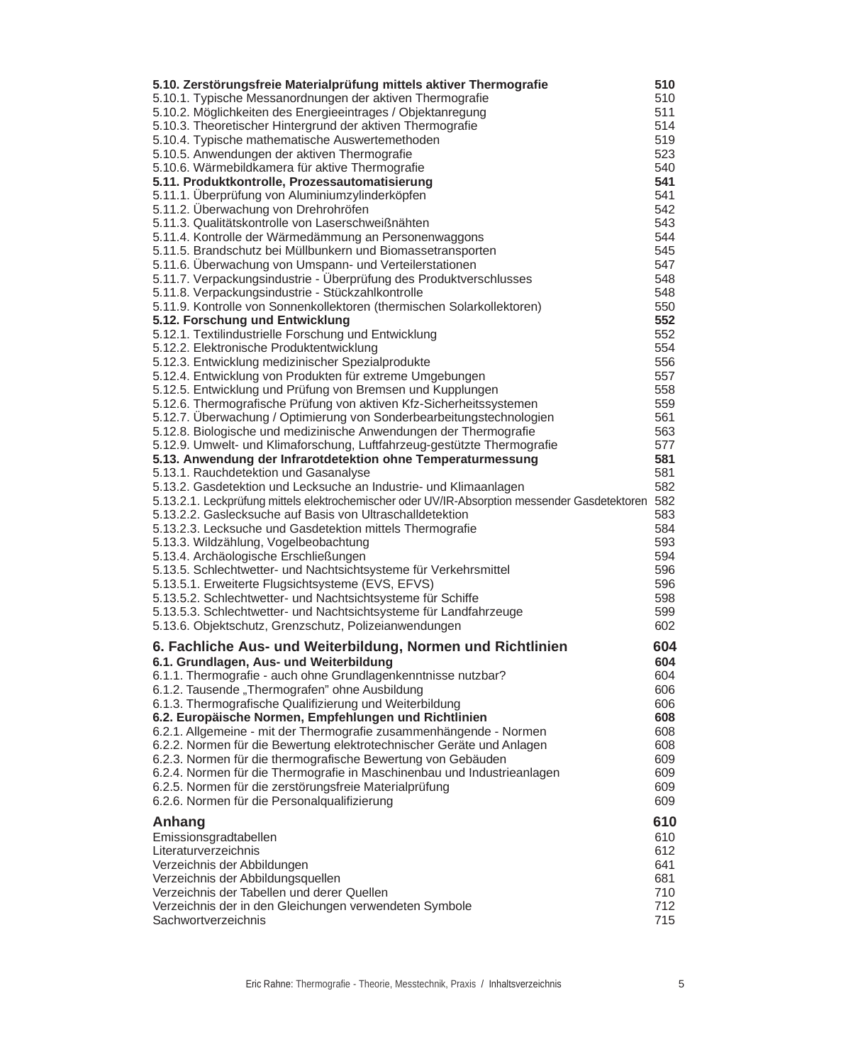**5.10. Zerstörungsfreie Materialprüfung mittels aktiver Thermografie** **510**
5.10.1. Typische Messanordnungen der aktiven Thermografie 510
5.10.2. Möglichkeiten des Energieeintrages / Objektanregung 511
5.10.3. Theoretischer Hintergrund der aktiven Thermografie 514
5.10.4. Typische mathematische Auswertemethoden 519
5.10.5. Anwendungen der aktiven Thermografie 523
5.10.6. Wärmebildkamera für aktive Thermografie 540
**5.11. Produktkontrolle, Prozessautomatisierung** **541**
5.11.1. Überprüfung von Aluminiumzylinderköpfen 541
5.11.2. Überwachung von Drehrohröfen 542
5.11.3. Qualitätskontrolle von Laserschweißnähten 543
5.11.4. Kontrolle der Wärmedämmung an Personenwaggons 544
5.11.5. Brandschutz bei Müllbunkern und Biomassetransporten 545
5.11.6. Überwachung von Umspann- und Verteilerstationen 547
5.11.7. Verpackungsindustrie - Überprüfung des Produktverschlusses 548
5.11.8. Verpackungsindustrie - Stückzahlkontrolle 548
5.11.9. Kontrolle von Sonnenkollektoren (thermischen Solarkollektoren) 550
**5.12. Forschung und Entwicklung** **552**
5.12.1. Textilindustrielle Forschung und Entwicklung 552
5.12.2. Elektronische Produktentwicklung 554
5.12.3. Entwicklung medizinischer Spezialprodukte 556
5.12.4. Entwicklung von Produkten für extreme Umgebungen 557
5.12.5. Entwicklung und Prüfung von Bremsen und Kupplungen 558
5.12.6. Thermografische Prüfung von aktiven Kfz-Sicherheitssystemen 559
5.12.7. Überwachung / Optimierung von Sonderbearbeitungstechnologien 561
5.12.8. Biologische und medizinische Anwendungen der Thermografie 563
5.12.9. Umwelt- und Klimaforschung, Luftfahrzeug-gestützte Thermografie 577
**5.13. Anwendung der Infrarotdetektion ohne Temperaturmessung** **581**
5.13.1. Rauchdetektion und Gasanalyse 581
5.13.2. Gasdetektion und Lecksuche an Industrie- und Klimaanlagen 582
5.13.2.1. Leckprüfung mittels elektrochemischer oder UV/IR-Absorption messender Gasdetektoren 582
5.13.2.2. Gaslecksuche auf Basis von Ultraschalldetektion 583
5.13.2.3. Lecksuche und Gasdetektion mittels Thermografie 584
5.13.3. Wildzählung, Vogelbeobachtung 593
5.13.4. Archäologische Erschließungen 594
5.13.5. Schlechtwetter- und Nachtsichtsysteme für Verkehrsmittel 596
5.13.5.1. Erweiterte Flugsichtsysteme (EVS, EFVS) 596
5.13.5.2. Schlechtwetter- und Nachtsichtsysteme für Schiffe 598
5.13.5.3. Schlechtwetter- und Nachtsichtsysteme für Landfahrzeuge 599
5.13.6. Objektschutz, Grenzschutz, Polizeianwendungen 602

## 6. Fachliche Aus- und Weiterbildung, Normen und Richtlinien 604

**6.1. Grundlagen, Aus- und Weiterbildung** **604**
6.1.1. Thermografie - auch ohne Grundlagenkenntnisse nutzbar? 604
6.1.2. Tausende „Thermografen" ohne Ausbildung 606
6.1.3. Thermografische Qualifizierung und Weiterbildung 606
**6.2. Europäische Normen, Empfehlungen und Richtlinien** **608**
6.2.1. Allgemeine - mit der Thermografie zusammenhängende - Normen 608
6.2.2. Normen für die Bewertung elektrotechnischer Geräte und Anlagen 608
6.2.3. Normen für die thermografische Bewertung von Gebäuden 609
6.2.4. Normen für die Thermografie in Maschinenbau und Industrieanlagen 609
6.2.5. Normen für die zerstörungsfreie Materialprüfung 609
6.2.6. Normen für die Personalqualifizierung 609

## Anhang 610

Emissionsgradtabellen 610
Literaturverzeichnis 612
Verzeichnis der Abbildungen 641
Verzeichnis der Abbildungsquellen 681
Verzeichnis der Tabellen und derer Quellen 710
Verzeichnis der in den Gleichungen verwendeten Symbole 712
Sachwortverzeichnis 715